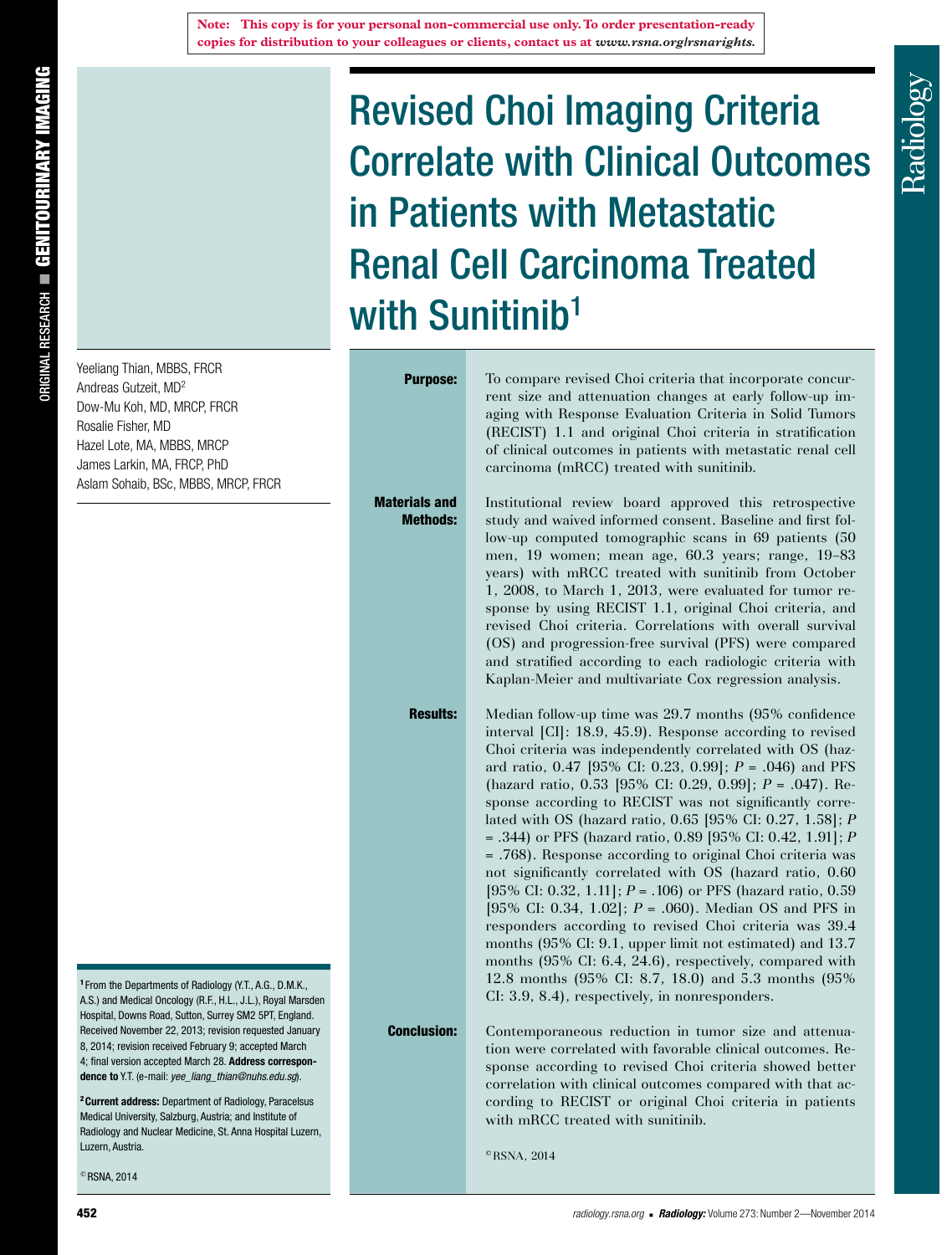Note: This copy is for your personal non-commercial use only. To order presentation-ready copies for distribution to your colleagues or clients, contact us at *www.rsna.org/rsnarights.*

ORIGINAL RESEARCH ■ GENITOURINARY IMAGING

# Revised Choi Imaging Criteria Correlate with Clinical Outcomes in Patients with Metastatic Renal Cell Carcinoma Treated with Sunitinib[1]

Yeeliang Thian, MBBS, FRCR
Andreas Gutzeit, MD[2]
Dow-Mu Koh, MD, MRCP, FRCR
Rosalie Fisher, MD
Hazel Lote, MA, MBBS, MRCP
James Larkin, MA, FRCP, PhD
Aslam Sohaib, BSc, MBBS, MRCP, FRCR

**Purpose:** To compare revised Choi criteria that incorporate concurrent size and attenuation changes at early follow-up imaging with Response Evaluation Criteria in Solid Tumors (RECIST) 1.1 and original Choi criteria in stratification of clinical outcomes in patients with metastatic renal cell carcinoma (mRCC) treated with sunitinib.

**Materials and Methods:** Institutional review board approved this retrospective study and waived informed consent. Baseline and first follow-up computed tomographic scans in 69 patients (50 men, 19 women; mean age, 60.3 years; range, 19–83 years) with mRCC treated with sunitinib from October 1, 2008, to March 1, 2013, were evaluated for tumor response by using RECIST 1.1, original Choi criteria, and revised Choi criteria. Correlations with overall survival (OS) and progression-free survival (PFS) were compared and stratified according to each radiologic criteria with Kaplan-Meier and multivariate Cox regression analysis.

**Results:** Median follow-up time was 29.7 months (95% confidence interval [CI]: 18.9, 45.9). Response according to revised Choi criteria was independently correlated with OS (hazard ratio, 0.47 [95% CI: 0.23, 0.99]; $P = .046$) and PFS (hazard ratio, 0.53 [95% CI: 0.29, 0.99]; $P = .047$). Response according to RECIST was not significantly correlated with OS (hazard ratio, 0.65 [95% CI: 0.27, 1.58]; $P = .344$) or PFS (hazard ratio, 0.89 [95% CI: 0.42, 1.91]; $P = .768$). Response according to original Choi criteria was not significantly correlated with OS (hazard ratio, 0.60 [95% CI: 0.32, 1.11]; $P = .106$) or PFS (hazard ratio, 0.59 [95% CI: 0.34, 1.02]; $P = .060$). Median OS and PFS in responders according to revised Choi criteria was 39.4 months (95% CI: 9.1, upper limit not estimated) and 13.7 months (95% CI: 6.4, 24.6), respectively, compared with 12.8 months (95% CI: 8.7, 18.0) and 5.3 months (95% CI: 3.9, 8.4), respectively, in nonresponders.

**Conclusion:** Contemporaneous reduction in tumor size and attenuation were correlated with favorable clinical outcomes. Response according to revised Choi criteria showed better correlation with clinical outcomes compared with that according to RECIST or original Choi criteria in patients with mRCC treated with sunitinib.

©RSNA, 2014

[1] From the Departments of Radiology (Y.T., A.G., D.M.K., A.S.) and Medical Oncology (R.F., H.L., J.L.), Royal Marsden Hospital, Downs Road, Sutton, Surrey SM2 5PT, England. Received November 22, 2013; revision requested January 8, 2014; revision received February 9; accepted March 4; final version accepted March 28. **Address correspondence to** Y.T. (e-mail: *yee_liang_thian@nuhs.edu.sg*).

[2] **Current address:** Department of Radiology, Paracelsus Medical University, Salzburg, Austria; and Institute of Radiology and Nuclear Medicine, St. Anna Hospital Luzern, Luzern, Austria.

© RSNA, 2014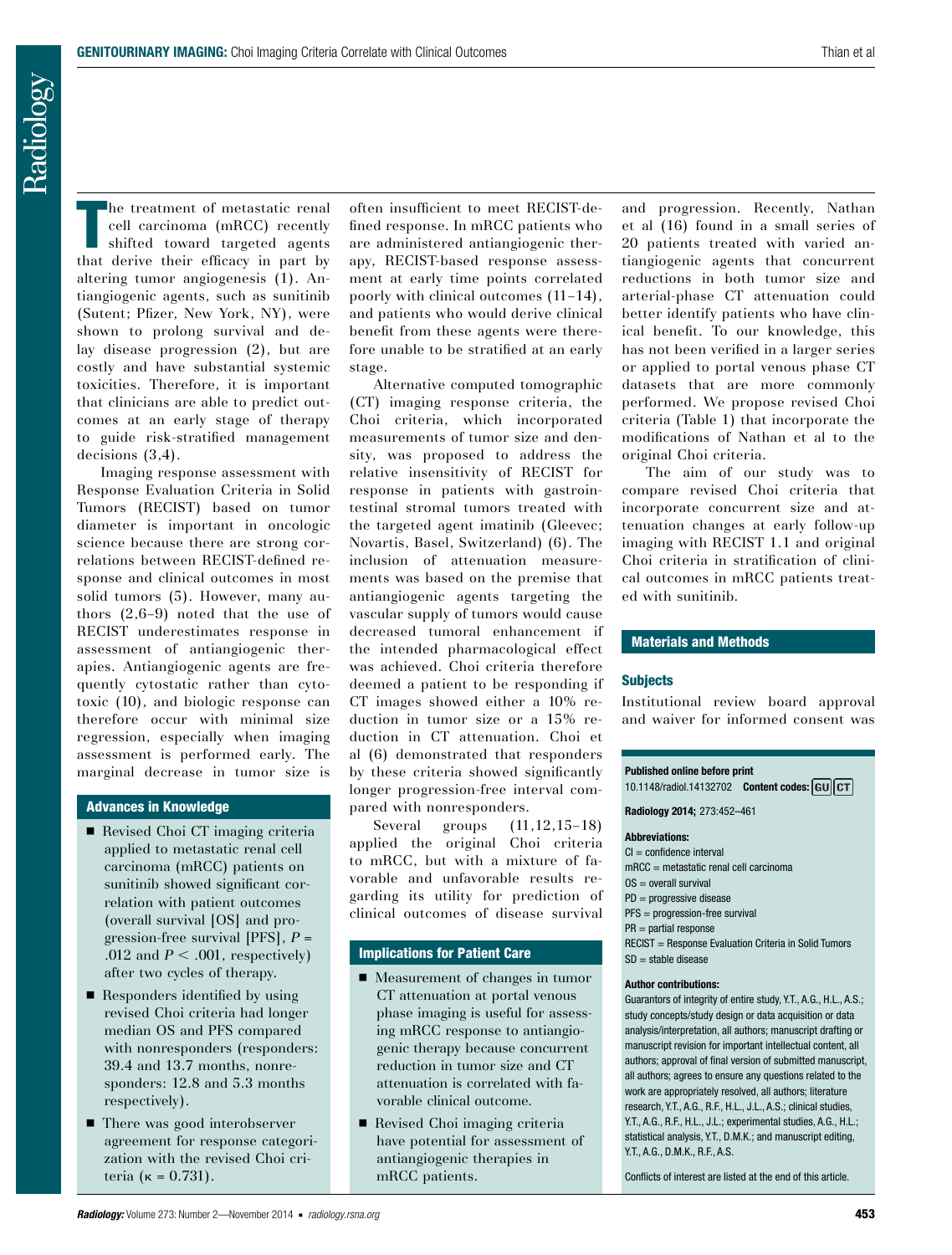The treatment of metastatic renal cell carcinoma (mRCC) recently shifted toward targeted agents that derive their efficacy in part by altering tumor angiogenesis (1). Antiangiogenic agents, such as sunitinib (Sutent; Pfizer, New York, NY), were shown to prolong survival and delay disease progression (2), but are costly and have substantial systemic toxicities. Therefore, it is important that clinicians are able to predict outcomes at an early stage of therapy to guide risk-stratified management decisions (3,4).

Imaging response assessment with Response Evaluation Criteria in Solid Tumors (RECIST) based on tumor diameter is important in oncologic science because there are strong correlations between RECIST-defined response and clinical outcomes in most solid tumors (5). However, many authors (2,6–9) noted that the use of RECIST underestimates response in assessment of antiangiogenic therapies. Antiangiogenic agents are frequently cytostatic rather than cytotoxic (10), and biologic response can therefore occur with minimal size regression, especially when imaging assessment is performed early. The marginal decrease in tumor size is often insufficient to meet RECIST-defined response. In mRCC patients who are administered antiangiogenic therapy, RECIST-based response assessment at early time points correlated poorly with clinical outcomes (11–14), and patients who would derive clinical benefit from these agents were therefore unable to be stratified at an early stage.

Alternative computed tomographic (CT) imaging response criteria, the Choi criteria, which incorporated measurements of tumor size and density, was proposed to address the relative insensitivity of RECIST for response in patients with gastrointestinal stromal tumors treated with the targeted agent imatinib (Gleevec; Novartis, Basel, Switzerland) (6). The inclusion of attenuation measurements was based on the premise that antiangiogenic agents targeting the vascular supply of tumors would cause decreased tumoral enhancement if the intended pharmacological effect was achieved. Choi criteria therefore deemed a patient to be responding if CT images showed either a 10% reduction in tumor size or a 15% reduction in CT attenuation. Choi et al (6) demonstrated that responders by these criteria showed significantly longer progression-free interval compared with nonresponders.

Several groups (11,12,15–18) applied the original Choi criteria to mRCC, but with a mixture of favorable and unfavorable results regarding its utility for prediction of clinical outcomes of disease survival and progression. Recently, Nathan et al (16) found in a small series of 20 patients treated with varied antiangiogenic agents that concurrent reductions in both tumor size and arterial-phase CT attenuation could better identify patients who have clinical benefit. To our knowledge, this has not been verified in a larger series or applied to portal venous phase CT datasets that are more commonly performed. We propose revised Choi criteria (Table 1) that incorporate the modifications of Nathan et al to the original Choi criteria.

The aim of our study was to compare revised Choi criteria that incorporate concurrent size and attenuation changes at early follow-up imaging with RECIST 1.1 and original Choi criteria in stratification of clinical outcomes in mRCC patients treated with sunitinib.

### Advances in Knowledge

- Revised Choi CT imaging criteria applied to metastatic renal cell carcinoma (mRCC) patients on sunitinib showed significant correlation with patient outcomes (overall survival [OS] and progression-free survival [PFS], $P = .012$ and $P < .001$, respectively) after two cycles of therapy.
- Responders identified by using revised Choi criteria had longer median OS and PFS compared with nonresponders (responders: 39.4 and 13.7 months, nonresponders: 12.8 and 5.3 months respectively).
- There was good interobserver agreement for response categorization with the revised Choi criteria ($\kappa = 0.731$).

### Implications for Patient Care

- Measurement of changes in tumor CT attenuation at portal venous phase imaging is useful for assessing mRCC response to antiangiogenic therapy because concurrent reduction in tumor size and CT attenuation is correlated with favorable clinical outcome.
- Revised Choi imaging criteria have potential for assessment of antiangiogenic therapies in mRCC patients.

## Materials and Methods

### Subjects

Institutional review board approval and waiver for informed consent was

---

**Published online before print**
10.1148/radiol.14132702 **Content codes:** GU CT

**Radiology 2014;** 273:452–461

**Abbreviations:**
CI = confidence interval
mRCC = metastatic renal cell carcinoma
OS = overall survival
PD = progressive disease
PFS = progression-free survival
PR = partial response
RECIST = Response Evaluation Criteria in Solid Tumors
SD = stable disease

**Author contributions:**
Guarantors of integrity of entire study, Y.T., A.G., H.L., A.S.; study concepts/study design or data acquisition or data analysis/interpretation, all authors; manuscript drafting or manuscript revision for important intellectual content, all authors; approval of final version of submitted manuscript, all authors; agrees to ensure any questions related to the work are appropriately resolved, all authors; literature research, Y.T., A.G., R.F., H.L., J.L., A.S.; clinical studies, Y.T., A.G., R.F., H.L., J.L.; experimental studies, A.G., H.L.; statistical analysis, Y.T., D.M.K.; and manuscript editing, Y.T., A.G., D.M.K., R.F., A.S.

Conflicts of interest are listed at the end of this article.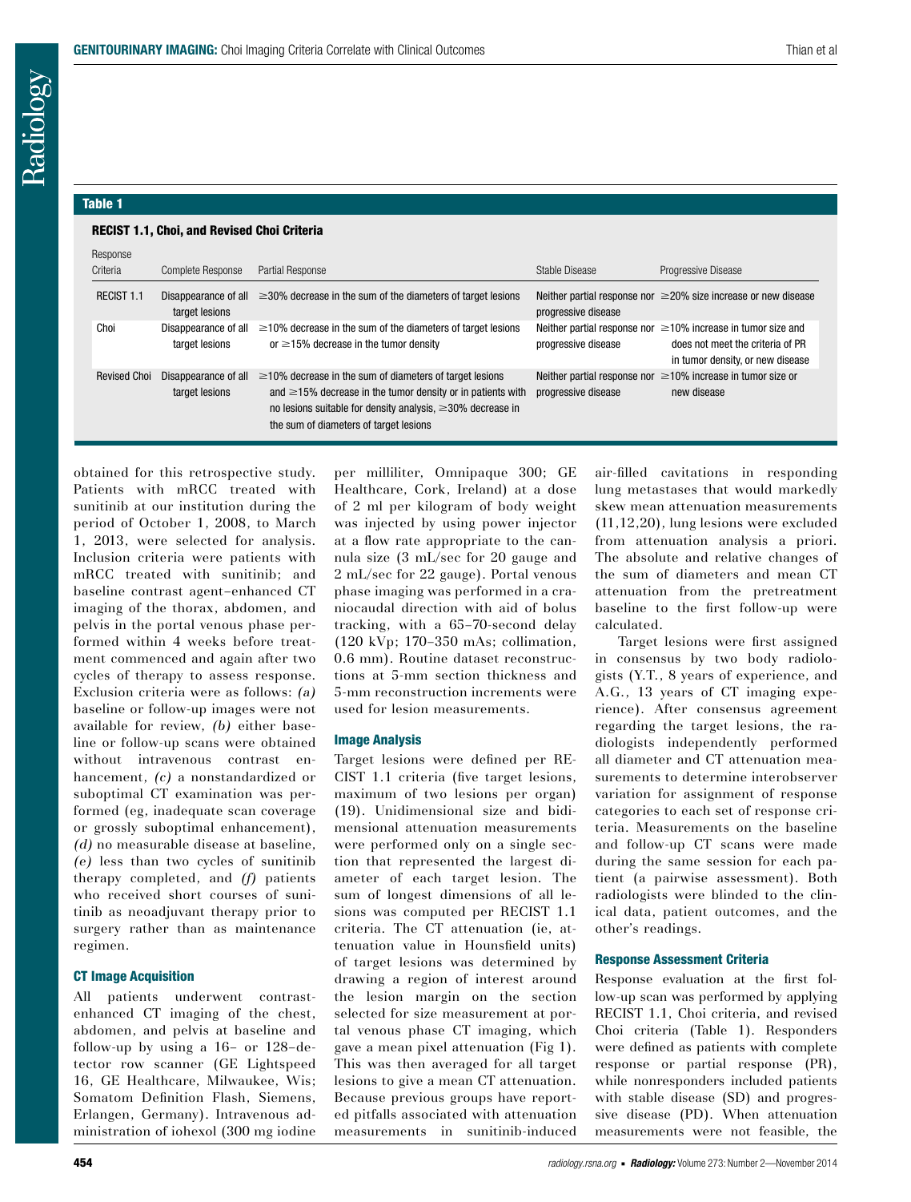**Table 1**

**RECIST 1.1, Choi, and Revised Choi Criteria**

| Response Criteria | Complete Response | Partial Response | Stable Disease | Progressive Disease |
|---|---|---|---|---|
| RECIST 1.1 | Disappearance of all target lesions | ≥30% decrease in the sum of the diameters of target lesions | Neither partial response nor progressive disease | ≥20% size increase or new disease |
| Choi | Disappearance of all target lesions | ≥10% decrease in the sum of the diameters of target lesions or ≥15% decrease in the tumor density | Neither partial response nor progressive disease | ≥10% increase in tumor size and does not meet the criteria of PR in tumor density, or new disease |
| Revised Choi | Disappearance of all target lesions | ≥10% decrease in the sum of diameters of target lesions and ≥15% decrease in the tumor density or in patients with no lesions suitable for density analysis, ≥30% decrease in the sum of diameters of target lesions | Neither partial response nor progressive disease | ≥10% increase in tumor size or new disease |

obtained for this retrospective study. Patients with mRCC treated with sunitinib at our institution during the period of October 1, 2008, to March 1, 2013, were selected for analysis. Inclusion criteria were patients with mRCC treated with sunitinib; and baseline contrast agent–enhanced CT imaging of the thorax, abdomen, and pelvis in the portal venous phase performed within 4 weeks before treatment commenced and again after two cycles of therapy to assess response. Exclusion criteria were as follows: *(a)* baseline or follow-up images were not available for review, *(b)* either baseline or follow-up scans were obtained without intravenous contrast enhancement, *(c)* a nonstandardized or suboptimal CT examination was performed (eg, inadequate scan coverage or grossly suboptimal enhancement), *(d)* no measurable disease at baseline, *(e)* less than two cycles of sunitinib therapy completed, and *(f)* patients who received short courses of sunitinib as neoadjuvant therapy prior to surgery rather than as maintenance regimen.

### CT Image Acquisition

All patients underwent contrast-enhanced CT imaging of the chest, abdomen, and pelvis at baseline and follow-up by using a 16- or 128-detector row scanner (GE Lightspeed 16, GE Healthcare, Milwaukee, Wis; Somatom Definition Flash, Siemens, Erlangen, Germany). Intravenous administration of iohexol (300 mg iodine per milliliter, Omnipaque 300; GE Healthcare, Cork, Ireland) at a dose of 2 ml per kilogram of body weight was injected by using power injector at a flow rate appropriate to the cannula size (3 mL/sec for 20 gauge and 2 mL/sec for 22 gauge). Portal venous phase imaging was performed in a craniocaudal direction with aid of bolus tracking, with a 65–70-second delay (120 kVp; 170–350 mAs; collimation, 0.6 mm). Routine dataset reconstructions at 5-mm section thickness and 5-mm reconstruction increments were used for lesion measurements.

### Image Analysis

Target lesions were defined per RECIST 1.1 criteria (five target lesions, maximum of two lesions per organ) (19). Unidimensional size and bidimensional attenuation measurements were performed only on a single section that represented the largest diameter of each target lesion. The sum of longest dimensions of all lesions was computed per RECIST 1.1 criteria. The CT attenuation (ie, attenuation value in Hounsfield units) of target lesions was determined by drawing a region of interest around the lesion margin on the section selected for size measurement at portal venous phase CT imaging, which gave a mean pixel attenuation (Fig 1). This was then averaged for all target lesions to give a mean CT attenuation. Because previous groups have reported pitfalls associated with attenuation measurements in sunitinib-induced air-filled cavitations in responding lung metastases that would markedly skew mean attenuation measurements (11,12,20), lung lesions were excluded from attenuation analysis a priori. The absolute and relative changes of the sum of diameters and mean CT attenuation from the pretreatment baseline to the first follow-up were calculated.

Target lesions were first assigned in consensus by two body radiologists (Y.T., 8 years of experience, and A.G., 13 years of CT imaging experience). After consensus agreement regarding the target lesions, the radiologists independently performed all diameter and CT attenuation measurements to determine interobserver variation for assignment of response categories to each set of response criteria. Measurements on the baseline and follow-up CT scans were made during the same session for each patient (a pairwise assessment). Both radiologists were blinded to the clinical data, patient outcomes, and the other's readings.

### Response Assessment Criteria

Response evaluation at the first follow-up scan was performed by applying RECIST 1.1, Choi criteria, and revised Choi criteria (Table 1). Responders were defined as patients with complete response or partial response (PR), while nonresponders included patients with stable disease (SD) and progressive disease (PD). When attenuation measurements were not feasible, the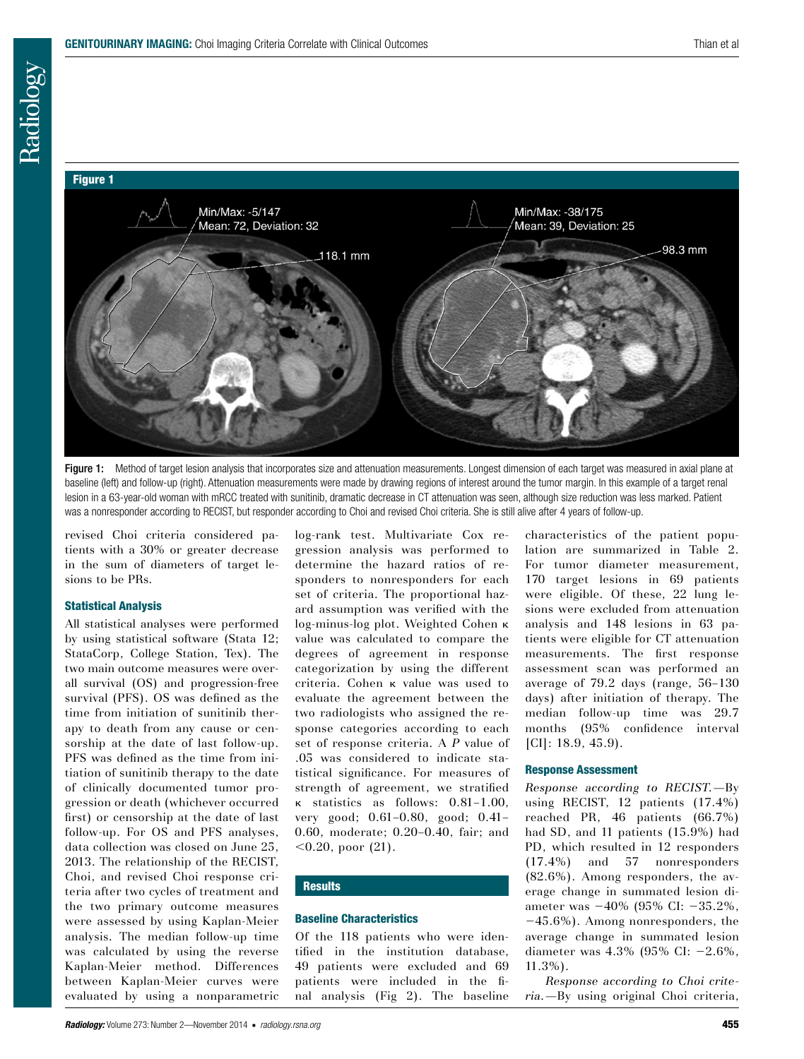**Figure 1**

Figure 1: Method of target lesion analysis that incorporates size and attenuation measurements. Longest dimension of each target was measured in axial plane at baseline (left) and follow-up (right). Attenuation measurements were made by drawing regions of interest around the tumor margin. In this example of a target renal lesion in a 63-year-old woman with mRCC treated with sunitinib, dramatic decrease in CT attenuation was seen, although size reduction was less marked. Patient was a nonresponder according to RECIST, but responder according to Choi and revised Choi criteria. She is still alive after 4 years of follow-up.

revised Choi criteria considered patients with a 30% or greater decrease in the sum of diameters of target lesions to be PRs.

### Statistical Analysis

All statistical analyses were performed by using statistical software (Stata 12; StataCorp, College Station, Tex). The two main outcome measures were overall survival (OS) and progression-free survival (PFS). OS was defined as the time from initiation of sunitinib therapy to death from any cause or censorship at the date of last follow-up. PFS was defined as the time from initiation of sunitinib therapy to the date of clinically documented tumor progression or death (whichever occurred first) or censorship at the date of last follow-up. For OS and PFS analyses, data collection was closed on June 25, 2013. The relationship of the RECIST, Choi, and revised Choi response criteria after two cycles of treatment and the two primary outcome measures were assessed by using Kaplan-Meier analysis. The median follow-up time was calculated by using the reverse Kaplan-Meier method. Differences between Kaplan-Meier curves were evaluated by using a nonparametric log-rank test. Multivariate Cox regression analysis was performed to determine the hazard ratios of responders to nonresponders for each set of criteria. The proportional hazard assumption was verified with the log-minus-log plot. Weighted Cohen κ value was calculated to compare the degrees of agreement in response categorization by using the different criteria. Cohen κ value was used to evaluate the agreement between the two radiologists who assigned the response categories according to each set of response criteria. A *P* value of .05 was considered to indicate statistical significance. For measures of strength of agreement, we stratified κ statistics as follows: 0.81–1.00, very good; 0.61–0.80, good; 0.41–0.60, moderate; 0.20–0.40, fair; and <0.20, poor (21).

## Results

### Baseline Characteristics

Of the 118 patients who were identified in the institution database, 49 patients were excluded and 69 patients were included in the final analysis (Fig 2). The baseline characteristics of the patient population are summarized in Table 2. For tumor diameter measurement, 170 target lesions in 69 patients were eligible. Of these, 22 lung lesions were excluded from attenuation analysis and 148 lesions in 63 patients were eligible for CT attenuation measurements. The first response assessment scan was performed an average of 79.2 days (range, 56–130 days) after initiation of therapy. The median follow-up time was 29.7 months (95% confidence interval [CI]: 18.9, 45.9).

### Response Assessment

*Response according to RECIST.*—By using RECIST, 12 patients (17.4%) reached PR, 46 patients (66.7%) had SD, and 11 patients (15.9%) had PD, which resulted in 12 responders (17.4%) and 57 nonresponders (82.6%). Among responders, the average change in summated lesion diameter was −40% (95% CI: −35.2%, −45.6%). Among nonresponders, the average change in summated lesion diameter was 4.3% (95% CI: −2.6%, 11.3%).

*Response according to Choi criteria.*—By using original Choi criteria,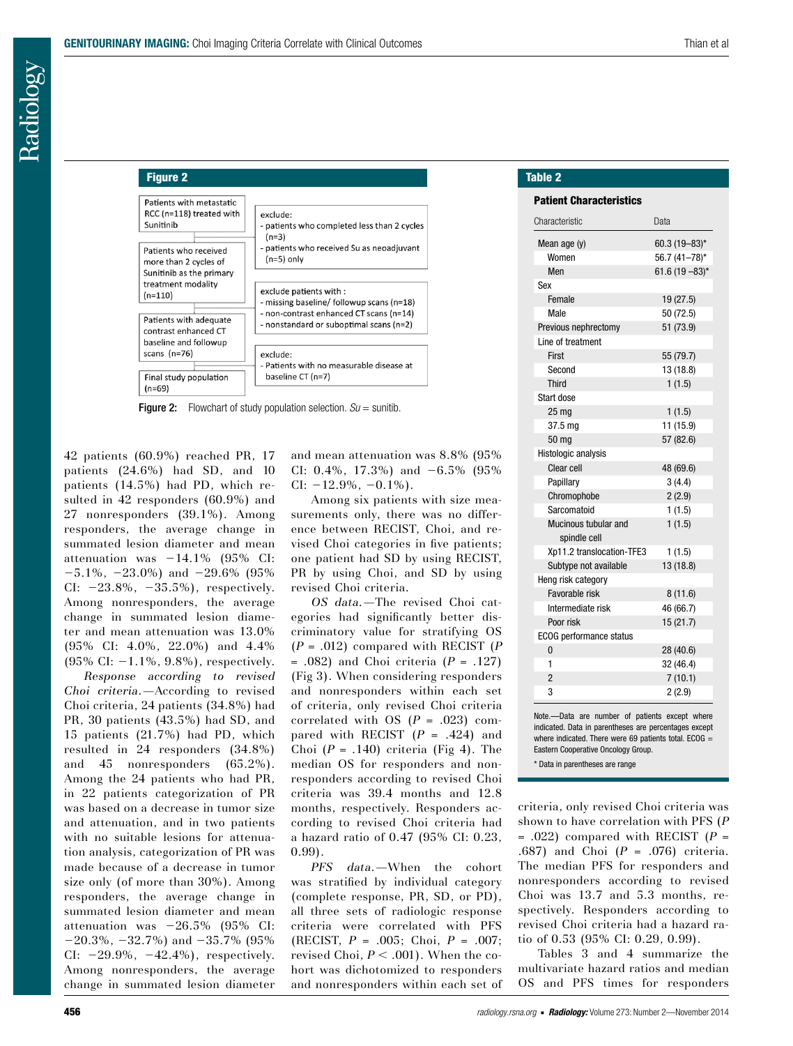## Figure 2

| | |
|---|---|
| Patients with metastatic RCC (n=118) treated with Sunitinib | exclude: - patients who completed less than 2 cycles (n=3) - patients who received Su as neoadjuvant (n=5) only |
| Patients who received more than 2 cycles of Sunitinib as the primary treatment modality (n=110) | exclude patients with: - missing baseline/ followup scans (n=18) - non-contrast enhanced CT scans (n=14) - nonstandard or suboptimal scans (n=2) |
| Patients with adequate contrast enhanced CT baseline and followup scans (n=76) | exclude: - Patients with no measurable disease at baseline CT (n=7) |
| Final study population (n=69) | |

**Figure 2:** Flowchart of study population selection. *Su* = sunitib.

42 patients (60.9%) reached PR, 17 patients (24.6%) had SD, and 10 patients (14.5%) had PD, which resulted in 42 responders (60.9%) and 27 nonresponders (39.1%). Among responders, the average change in summated lesion diameter and mean attenuation was −14.1% (95% CI: −5.1%, −23.0%) and −29.6% (95% CI: −23.8%, −35.5%), respectively. Among nonresponders, the average change in summated lesion diameter and mean attenuation was 13.0% (95% CI: 4.0%, 22.0%) and 4.4% (95% CI: −1.1%, 9.8%), respectively.

*Response according to revised Choi criteria.*—According to revised Choi criteria, 24 patients (34.8%) had PR, 30 patients (43.5%) had SD, and 15 patients (21.7%) had PD, which resulted in 24 responders (34.8%) and 45 nonresponders (65.2%). Among the 24 patients who had PR, in 22 patients categorization of PR was based on a decrease in tumor size and attenuation, and in two patients with no suitable lesions for attenuation analysis, categorization of PR was made because of a decrease in tumor size only (of more than 30%). Among responders, the average change in summated lesion diameter and mean attenuation was −26.5% (95% CI: −20.3%, −32.7%) and −35.7% (95% CI: −29.9%, −42.4%), respectively. Among nonresponders, the average change in summated lesion diameter and mean attenuation was 8.8% (95% CI: 0.4%, 17.3%) and −6.5% (95% CI: −12.9%, −0.1%).

Among six patients with size measurements only, there was no difference between RECIST, Choi, and revised Choi categories in five patients; one patient had SD by using RECIST, PR by using Choi, and SD by using revised Choi criteria.

*OS data.*—The revised Choi categories had significantly better discriminatory value for stratifying OS ($P$ = .012) compared with RECIST ($P$ = .082) and Choi criteria ($P$ = .127) (Fig 3). When considering responders and nonresponders within each set of criteria, only revised Choi criteria correlated with OS ($P$ = .023) compared with RECIST ($P$ = .424) and Choi ($P$ = .140) criteria (Fig 4). The median OS for responders and nonresponders according to revised Choi criteria was 39.4 months and 12.8 months, respectively. Responders according to revised Choi criteria had a hazard ratio of 0.47 (95% CI: 0.23, 0.99).

*PFS data.*—When the cohort was stratified by individual category (complete response, PR, SD, or PD), all three sets of radiologic response criteria were correlated with PFS (RECIST, $P$ = .005; Choi, $P$ = .007; revised Choi, $P$ < .001). When the cohort was dichotomized to responders and nonresponders within each set of criteria, only revised Choi criteria was shown to have correlation with PFS ($P$ = .022) compared with RECIST ($P$ = .687) and Choi ($P$ = .076) criteria. The median PFS for responders and nonresponders according to revised Choi was 13.7 and 5.3 months, respectively. Responders according to revised Choi criteria had a hazard ratio of 0.53 (95% CI: 0.29, 0.99).

Tables 3 and 4 summarize the multivariate hazard ratios and median OS and PFS times for responders

## Table 2

**Patient Characteristics**

| Characteristic | Data |
|---|---|
| Mean age (y) | 60.3 (19–83)* |
| Women | 56.7 (41–78)* |
| Men | 61.6 (19 –83)* |
| Sex | |
| Female | 19 (27.5) |
| Male | 50 (72.5) |
| Previous nephrectomy | 51 (73.9) |
| Line of treatment | |
| First | 55 (79.7) |
| Second | 13 (18.8) |
| Third | 1 (1.5) |
| Start dose | |
| 25 mg | 1 (1.5) |
| 37.5 mg | 11 (15.9) |
| 50 mg | 57 (82.6) |
| Histologic analysis | |
| Clear cell | 48 (69.6) |
| Papillary | 3 (4.4) |
| Chromophobe | 2 (2.9) |
| Sarcomatoid | 1 (1.5) |
| Mucinous tubular and spindle cell | 1 (1.5) |
| Xp11.2 translocation-TFE3 | 1 (1.5) |
| Subtype not available | 13 (18.8) |
| Heng risk category | |
| Favorable risk | 8 (11.6) |
| Intermediate risk | 46 (66.7) |
| Poor risk | 15 (21.7) |
| ECOG performance status | |
| 0 | 28 (40.6) |
| 1 | 32 (46.4) |
| 2 | 7 (10.1) |
| 3 | 2 (2.9) |

Note.—Data are number of patients except where indicated. Data in parentheses are percentages except where indicated. There were 69 patients total. ECOG = Eastern Cooperative Oncology Group.

\* Data in parentheses are range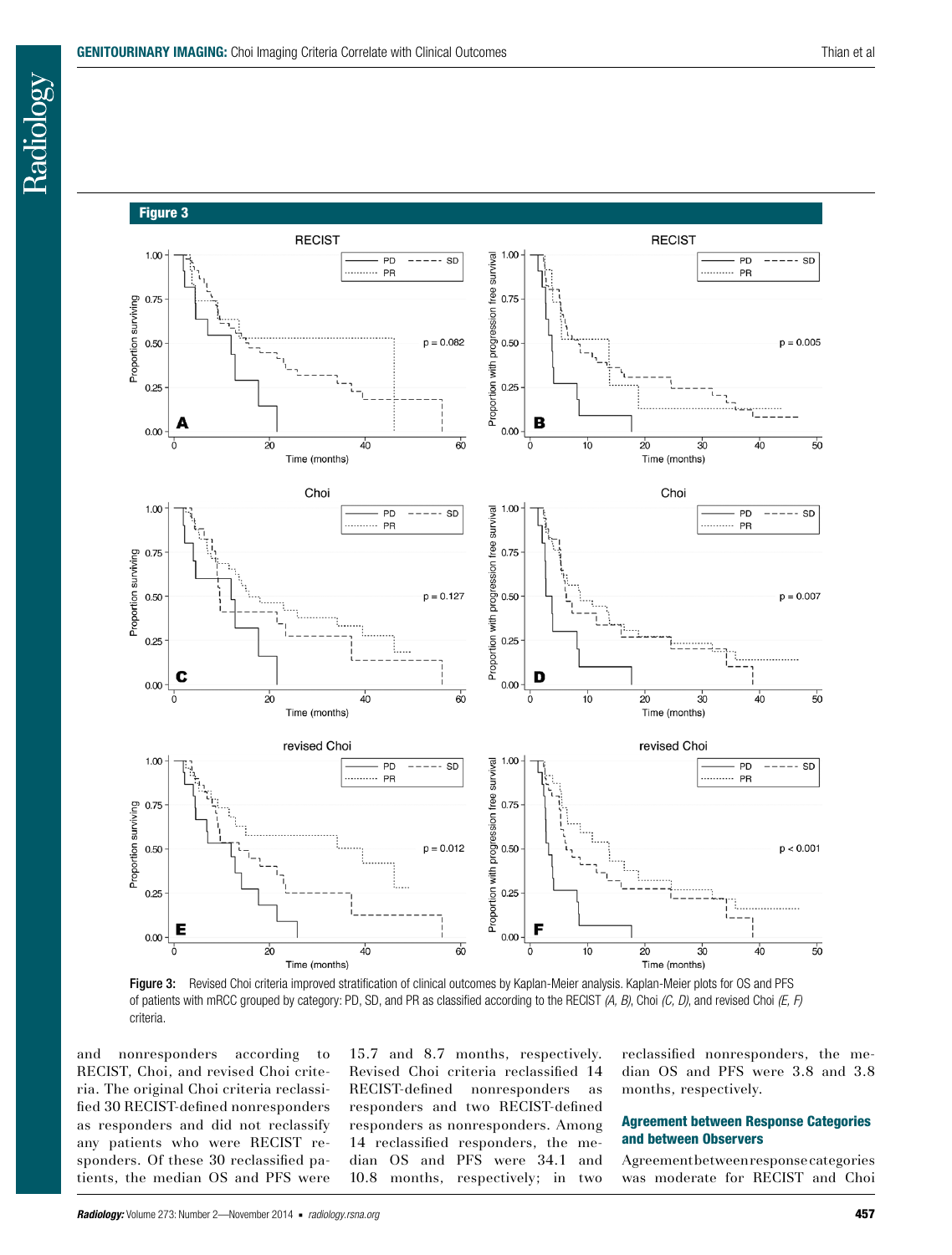**Figure 3**

Figure 3: Revised Choi criteria improved stratification of clinical outcomes by Kaplan-Meier analysis. Kaplan-Meier plots for OS and PFS of patients with mRCC grouped by category: PD, SD, and PR as classified according to the RECIST *(A, B)*, Choi *(C, D)*, and revised Choi *(E, F)* criteria.

and nonresponders according to RECIST, Choi, and revised Choi criteria. The original Choi criteria reclassified 30 RECIST-defined nonresponders as responders and did not reclassify any patients who were RECIST responders. Of these 30 reclassified patients, the median OS and PFS were 15.7 and 8.7 months, respectively. Revised Choi criteria reclassified 14 RECIST-defined nonresponders as responders and two RECIST-defined responders as nonresponders. Among 14 reclassified responders, the median OS and PFS were 34.1 and 10.8 months, respectively; in two reclassified nonresponders, the median OS and PFS were 3.8 and 3.8 months, respectively.

### Agreement between Response Categories and between Observers

Agreement between response categories was moderate for RECIST and Choi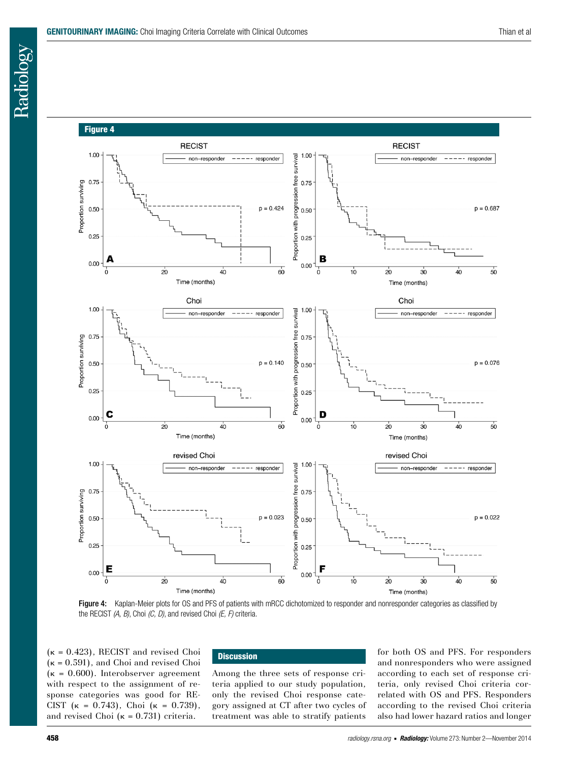**Figure 4**

Figure 4: Kaplan-Meier plots for OS and PFS of patients with mRCC dichotomized to responder and nonresponder categories as classified by the RECIST *(A, B)*, Choi *(C, D)*, and revised Choi *(E, F)* criteria.

(κ = 0.423), RECIST and revised Choi (κ = 0.591), and Choi and revised Choi (κ = 0.600). Interobserver agreement with respect to the assignment of response categories was good for RECIST (κ = 0.743), Choi (κ = 0.739), and revised Choi (κ = 0.731) criteria.

## Discussion

Among the three sets of response criteria applied to our study population, only the revised Choi response category assigned at CT after two cycles of treatment was able to stratify patients for both OS and PFS. For responders and nonresponders who were assigned according to each set of response criteria, only revised Choi criteria correlated with OS and PFS. Responders according to the revised Choi criteria also had lower hazard ratios and longer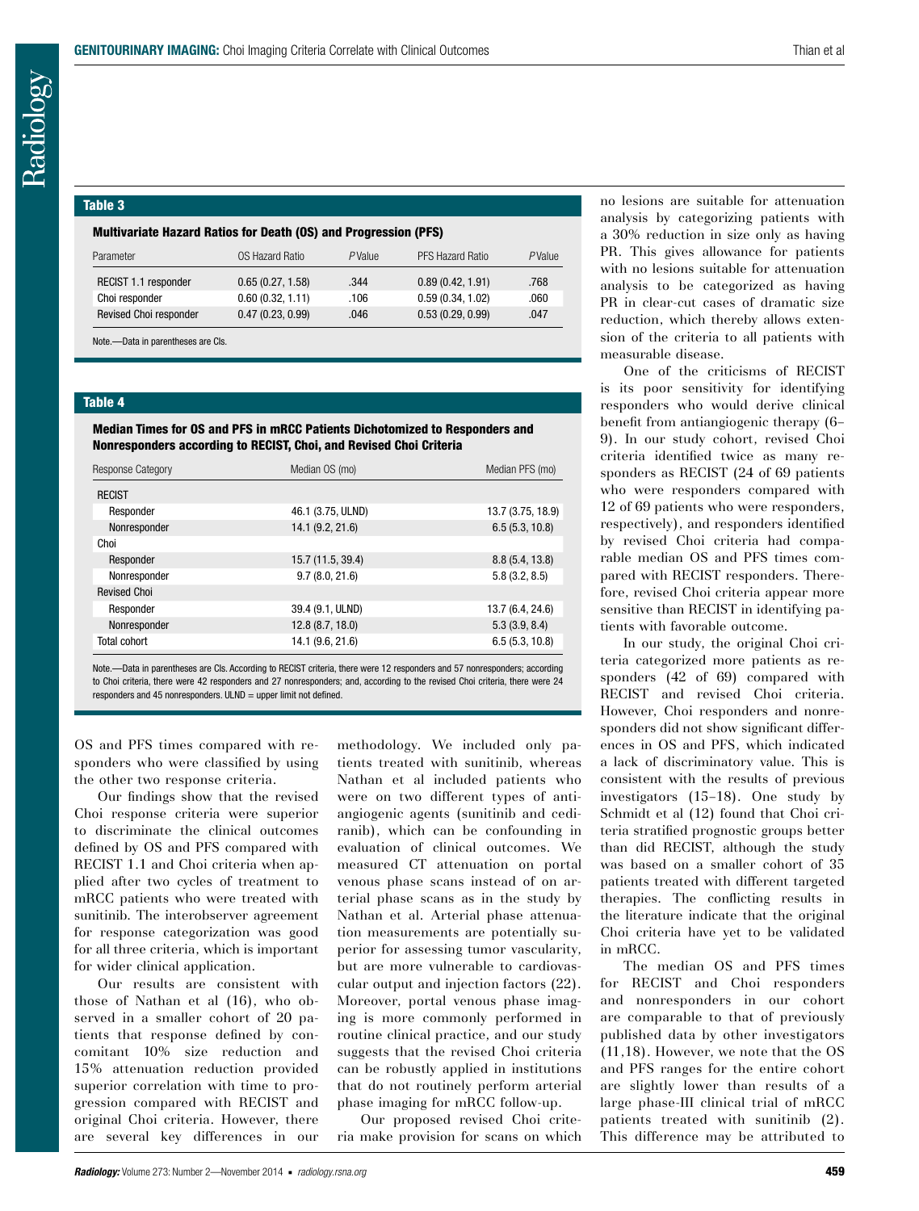**Table 3**

**Multivariate Hazard Ratios for Death (OS) and Progression (PFS)**

| Parameter | OS Hazard Ratio | *P* Value | PFS Hazard Ratio | *P* Value |
|---|---|---|---|---|
| RECIST 1.1 responder | 0.65 (0.27, 1.58) | .344 | 0.89 (0.42, 1.91) | .768 |
| Choi responder | 0.60 (0.32, 1.11) | .106 | 0.59 (0.34, 1.02) | .060 |
| Revised Choi responder | 0.47 (0.23, 0.99) | .046 | 0.53 (0.29, 0.99) | .047 |

Note.—Data in parentheses are CIs.

**Table 4**

**Median Times for OS and PFS in mRCC Patients Dichotomized to Responders and Nonresponders according to RECIST, Choi, and Revised Choi Criteria**

| Response Category | Median OS (mo) | Median PFS (mo) |
|---|---|---|
| RECIST | | |
| Responder | 46.1 (3.75, ULND) | 13.7 (3.75, 18.9) |
| Nonresponder | 14.1 (9.2, 21.6) | 6.5 (5.3, 10.8) |
| Choi | | |
| Responder | 15.7 (11.5, 39.4) | 8.8 (5.4, 13.8) |
| Nonresponder | 9.7 (8.0, 21.6) | 5.8 (3.2, 8.5) |
| Revised Choi | | |
| Responder | 39.4 (9.1, ULND) | 13.7 (6.4, 24.6) |
| Nonresponder | 12.8 (8.7, 18.0) | 5.3 (3.9, 8.4) |
| Total cohort | 14.1 (9.6, 21.6) | 6.5 (5.3, 10.8) |

Note.—Data in parentheses are CIs. According to RECIST criteria, there were 12 responders and 57 nonresponders; according to Choi criteria, there were 42 responders and 27 nonresponders; and, according to the revised Choi criteria, there were 24 responders and 45 nonresponders. ULND = upper limit not defined.

OS and PFS times compared with responders who were classified by using the other two response criteria.

Our findings show that the revised Choi response criteria were superior to discriminate the clinical outcomes defined by OS and PFS compared with RECIST 1.1 and Choi criteria when applied after two cycles of treatment to mRCC patients who were treated with sunitinib. The interobserver agreement for response categorization was good for all three criteria, which is important for wider clinical application.

Our results are consistent with those of Nathan et al (16), who observed in a smaller cohort of 20 patients that response defined by concomitant 10% size reduction and 15% attenuation reduction provided superior correlation with time to progression compared with RECIST and original Choi criteria. However, there are several key differences in our methodology. We included only patients treated with sunitinib, whereas Nathan et al included patients who were on two different types of antiangiogenic agents (sunitinib and cediranib), which can be confounding in evaluation of clinical outcomes. We measured CT attenuation on portal venous phase scans instead of on arterial phase scans as in the study by Nathan et al. Arterial phase attenuation measurements are potentially superior for assessing tumor vascularity, but are more vulnerable to cardiovascular output and injection factors (22). Moreover, portal venous phase imaging is more commonly performed in routine clinical practice, and our study suggests that the revised Choi criteria can be robustly applied in institutions that do not routinely perform arterial phase imaging for mRCC follow-up.

Our proposed revised Choi criteria make provision for scans on which no lesions are suitable for attenuation analysis by categorizing patients with a 30% reduction in size only as having PR. This gives allowance for patients with no lesions suitable for attenuation analysis to be categorized as having PR in clear-cut cases of dramatic size reduction, which thereby allows extension of the criteria to all patients with measurable disease.

One of the criticisms of RECIST is its poor sensitivity for identifying responders who would derive clinical benefit from antiangiogenic therapy (6–9). In our study cohort, revised Choi criteria identified twice as many responders as RECIST (24 of 69 patients who were responders compared with 12 of 69 patients who were responders, respectively), and responders identified by revised Choi criteria had comparable median OS and PFS times compared with RECIST responders. Therefore, revised Choi criteria appear more sensitive than RECIST in identifying patients with favorable outcome.

In our study, the original Choi criteria categorized more patients as responders (42 of 69) compared with RECIST and revised Choi criteria. However, Choi responders and nonresponders did not show significant differences in OS and PFS, which indicated a lack of discriminatory value. This is consistent with the results of previous investigators (15–18). One study by Schmidt et al (12) found that Choi criteria stratified prognostic groups better than did RECIST, although the study was based on a smaller cohort of 35 patients treated with different targeted therapies. The conflicting results in the literature indicate that the original Choi criteria have yet to be validated in mRCC.

The median OS and PFS times for RECIST and Choi responders and nonresponders in our cohort are comparable to that of previously published data by other investigators (11,18). However, we note that the OS and PFS ranges for the entire cohort are slightly lower than results of a large phase-III clinical trial of mRCC patients treated with sunitinib (2). This difference may be attributed to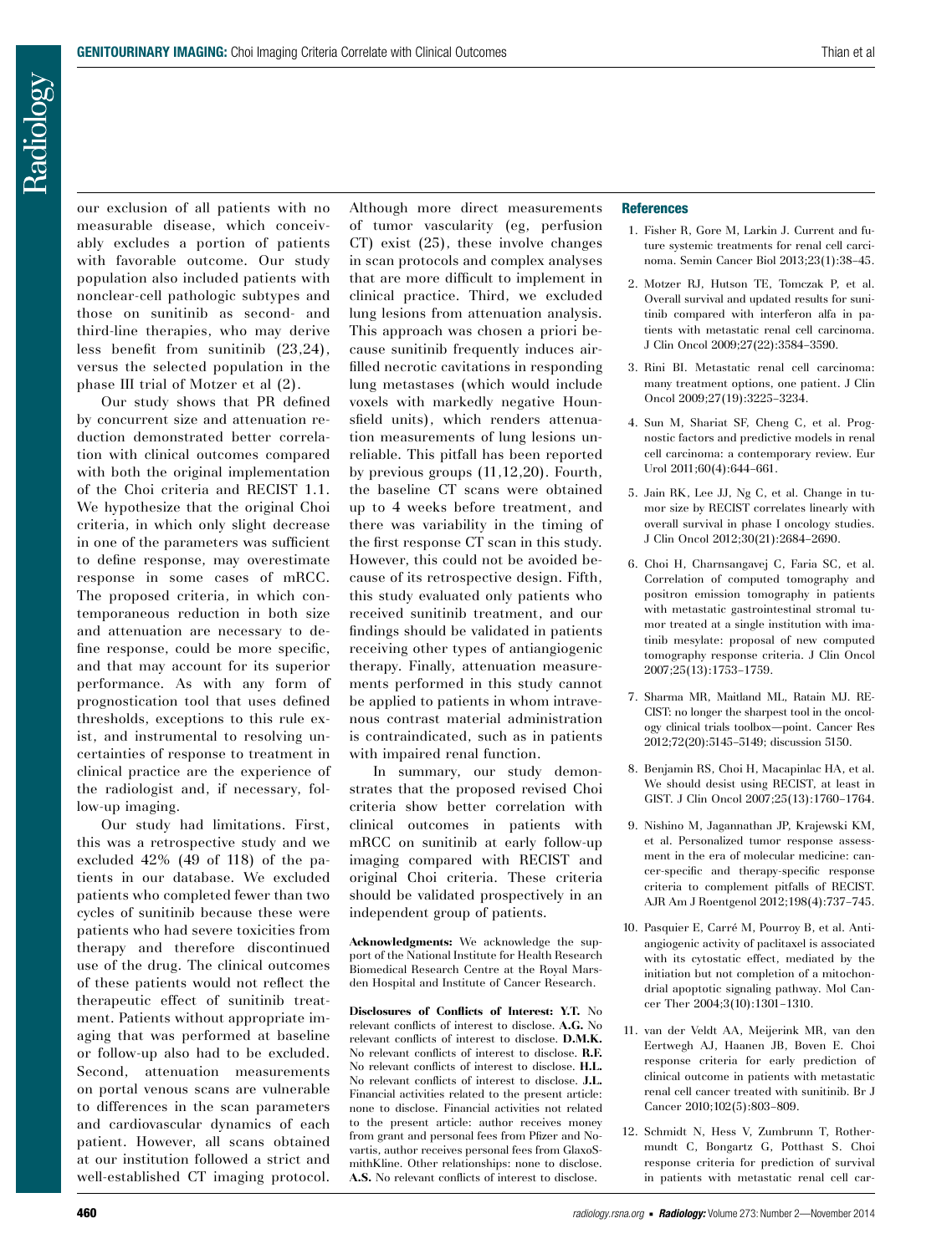our exclusion of all patients with no measurable disease, which conceivably excludes a portion of patients with favorable outcome. Our study population also included patients with nonclear-cell pathologic subtypes and those on sunitinib as second- and third-line therapies, who may derive less benefit from sunitinib (23,24), versus the selected population in the phase III trial of Motzer et al (2).

Our study shows that PR defined by concurrent size and attenuation reduction demonstrated better correlation with clinical outcomes compared with both the original implementation of the Choi criteria and RECIST 1.1. We hypothesize that the original Choi criteria, in which only slight decrease in one of the parameters was sufficient to define response, may overestimate response in some cases of mRCC. The proposed criteria, in which contemporaneous reduction in both size and attenuation are necessary to define response, could be more specific, and that may account for its superior performance. As with any form of prognostication tool that uses defined thresholds, exceptions to this rule exist, and instrumental to resolving uncertainties of response to treatment in clinical practice are the experience of the radiologist and, if necessary, follow-up imaging.

Our study had limitations. First, this was a retrospective study and we excluded 42% (49 of 118) of the patients in our database. We excluded patients who completed fewer than two cycles of sunitinib because these were patients who had severe toxicities from therapy and therefore discontinued use of the drug. The clinical outcomes of these patients would not reflect the therapeutic effect of sunitinib treatment. Patients without appropriate imaging that was performed at baseline or follow-up also had to be excluded. Second, attenuation measurements on portal venous scans are vulnerable to differences in the scan parameters and cardiovascular dynamics of each patient. However, all scans obtained at our institution followed a strict and well-established CT imaging protocol. Although more direct measurements of tumor vascularity (eg, perfusion CT) exist (25), these involve changes in scan protocols and complex analyses that are more difficult to implement in clinical practice. Third, we excluded lung lesions from attenuation analysis. This approach was chosen a priori because sunitinib frequently induces air-filled necrotic cavitations in responding lung metastases (which would include voxels with markedly negative Hounsfield units), which renders attenuation measurements of lung lesions unreliable. This pitfall has been reported by previous groups (11,12,20). Fourth, the baseline CT scans were obtained up to 4 weeks before treatment, and there was variability in the timing of the first response CT scan in this study. However, this could not be avoided because of its retrospective design. Fifth, this study evaluated only patients who received sunitinib treatment, and our findings should be validated in patients receiving other types of antiangiogenic therapy. Finally, attenuation measurements performed in this study cannot be applied to patients in whom intravenous contrast material administration is contraindicated, such as in patients with impaired renal function.

In summary, our study demonstrates that the proposed revised Choi criteria show better correlation with clinical outcomes in patients with mRCC on sunitinib at early follow-up imaging compared with RECIST and original Choi criteria. These criteria should be validated prospectively in an independent group of patients.

**Acknowledgments:** We acknowledge the support of the National Institute for Health Research Biomedical Research Centre at the Royal Marsden Hospital and Institute of Cancer Research.

**Disclosures of Conflicts of Interest: Y.T.** No relevant conflicts of interest to disclose. **A.G.** No relevant conflicts of interest to disclose. **D.M.K.** No relevant conflicts of interest to disclose. **R.F.** No relevant conflicts of interest to disclose. **H.L.** No relevant conflicts of interest to disclose. **J.L.** Financial activities related to the present article: none to disclose. Financial activities not related to the present article: author receives money from grant and personal fees from Pfizer and Novartis, author receives personal fees from GlaxoSmithKline. Other relationships: none to disclose. **A.S.** No relevant conflicts of interest to disclose.

## References

1. Fisher R, Gore M, Larkin J. Current and future systemic treatments for renal cell carcinoma. Semin Cancer Biol 2013;23(1):38–45.
2. Motzer RJ, Hutson TE, Tomczak P, et al. Overall survival and updated results for sunitinib compared with interferon alfa in patients with metastatic renal cell carcinoma. J Clin Oncol 2009;27(22):3584–3590.
3. Rini BI. Metastatic renal cell carcinoma: many treatment options, one patient. J Clin Oncol 2009;27(19):3225–3234.
4. Sun M, Shariat SF, Cheng C, et al. Prognostic factors and predictive models in renal cell carcinoma: a contemporary review. Eur Urol 2011;60(4):644–661.
5. Jain RK, Lee JJ, Ng C, et al. Change in tumor size by RECIST correlates linearly with overall survival in phase I oncology studies. J Clin Oncol 2012;30(21):2684–2690.
6. Choi H, Charnsangavej C, Faria SC, et al. Correlation of computed tomography and positron emission tomography in patients with metastatic gastrointestinal stromal tumor treated at a single institution with imatinib mesylate: proposal of new computed tomography response criteria. J Clin Oncol 2007;25(13):1753–1759.
7. Sharma MR, Maitland ML, Ratain MJ. RECIST: no longer the sharpest tool in the oncology clinical trials toolbox—point. Cancer Res 2012;72(20):5145–5149; discussion 5150.
8. Benjamin RS, Choi H, Macapinlac HA, et al. We should desist using RECIST, at least in GIST. J Clin Oncol 2007;25(13):1760–1764.
9. Nishino M, Jagannathan JP, Krajewski KM, et al. Personalized tumor response assessment in the era of molecular medicine: cancer-specific and therapy-specific response criteria to complement pitfalls of RECIST. AJR Am J Roentgenol 2012;198(4):737–745.
10. Pasquier E, Carré M, Pourroy B, et al. Antiangiogenic activity of paclitaxel is associated with its cytostatic effect, mediated by the initiation but not completion of a mitochondrial apoptotic signaling pathway. Mol Cancer Ther 2004;3(10):1301–1310.
11. van der Veldt AA, Meijerink MR, van den Eertwegh AJ, Haanen JB, Boven E. Choi response criteria for early prediction of clinical outcome in patients with metastatic renal cell cancer treated with sunitinib. Br J Cancer 2010;102(5):803–809.
12. Schmidt N, Hess V, Zumbrunn T, Rothermundt C, Bongartz G, Potthast S. Choi response criteria for prediction of survival in patients with metastatic renal cell car-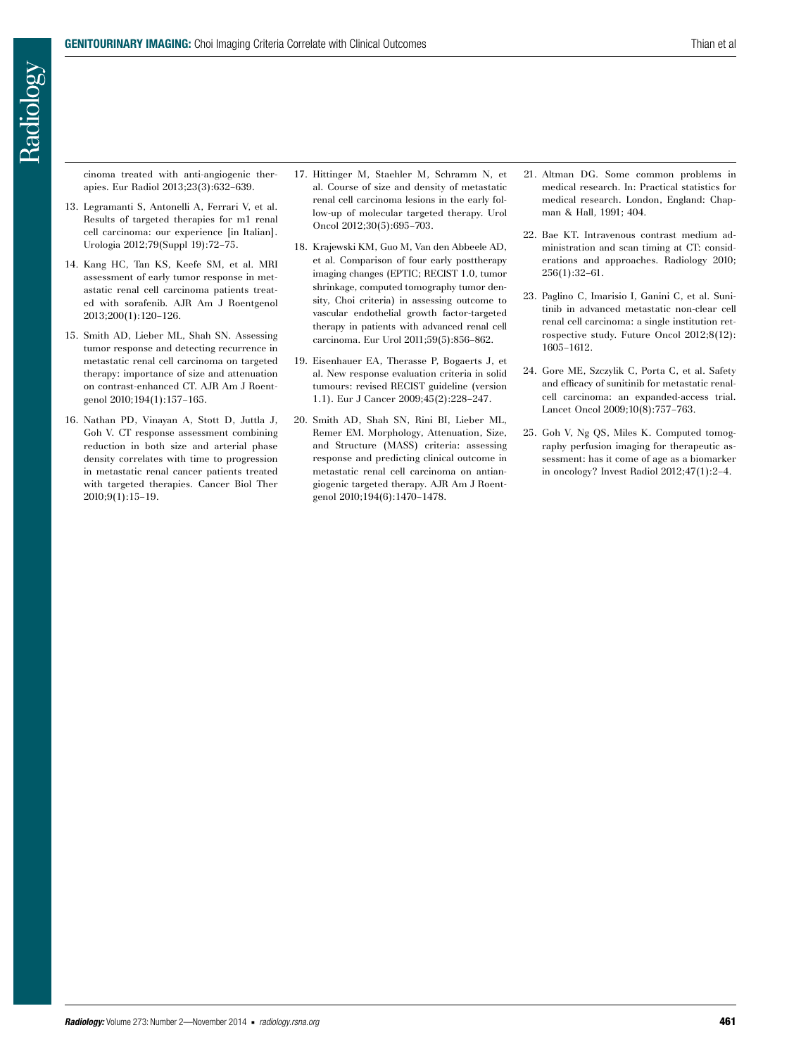cinoma treated with anti-angiogenic therapies. Eur Radiol 2013;23(3):632–639.

13. Legramanti S, Antonelli A, Ferrari V, et al. Results of targeted therapies for m1 renal cell carcinoma: our experience [in Italian]. Urologia 2012;79(Suppl 19):72–75.

14. Kang HC, Tan KS, Keefe SM, et al. MRI assessment of early tumor response in metastatic renal cell carcinoma patients treated with sorafenib. AJR Am J Roentgenol 2013;200(1):120–126.

15. Smith AD, Lieber ML, Shah SN. Assessing tumor response and detecting recurrence in metastatic renal cell carcinoma on targeted therapy: importance of size and attenuation on contrast-enhanced CT. AJR Am J Roentgenol 2010;194(1):157–165.

16. Nathan PD, Vinayan A, Stott D, Juttla J, Goh V. CT response assessment combining reduction in both size and arterial phase density correlates with time to progression in metastatic renal cancer patients treated with targeted therapies. Cancer Biol Ther 2010;9(1):15–19.

17. Hittinger M, Staehler M, Schramm N, et al. Course of size and density of metastatic renal cell carcinoma lesions in the early follow-up of molecular targeted therapy. Urol Oncol 2012;30(5):695–703.

18. Krajewski KM, Guo M, Van den Abbeele AD, et al. Comparison of four early posttherapy imaging changes (EPTIC; RECIST 1.0, tumor shrinkage, computed tomography tumor density, Choi criteria) in assessing outcome to vascular endothelial growth factor-targeted therapy in patients with advanced renal cell carcinoma. Eur Urol 2011;59(5):856–862.

19. Eisenhauer EA, Therasse P, Bogaerts J, et al. New response evaluation criteria in solid tumours: revised RECIST guideline (version 1.1). Eur J Cancer 2009;45(2):228–247.

20. Smith AD, Shah SN, Rini BI, Lieber ML, Remer EM. Morphology, Attenuation, Size, and Structure (MASS) criteria: assessing response and predicting clinical outcome in metastatic renal cell carcinoma on antiangiogenic targeted therapy. AJR Am J Roentgenol 2010;194(6):1470–1478.

21. Altman DG. Some common problems in medical research. In: Practical statistics for medical research. London, England: Chapman & Hall, 1991; 404.

22. Bae KT. Intravenous contrast medium administration and scan timing at CT: considerations and approaches. Radiology 2010; 256(1):32–61.

23. Paglino C, Imarisio I, Ganini C, et al. Sunitinib in advanced metastatic non-clear cell renal cell carcinoma: a single institution retrospective study. Future Oncol 2012;8(12): 1605–1612.

24. Gore ME, Szczylik C, Porta C, et al. Safety and efficacy of sunitinib for metastatic renal-cell carcinoma: an expanded-access trial. Lancet Oncol 2009;10(8):757–763.

25. Goh V, Ng QS, Miles K. Computed tomography perfusion imaging for therapeutic assessment: has it come of age as a biomarker in oncology? Invest Radiol 2012;47(1):2–4.